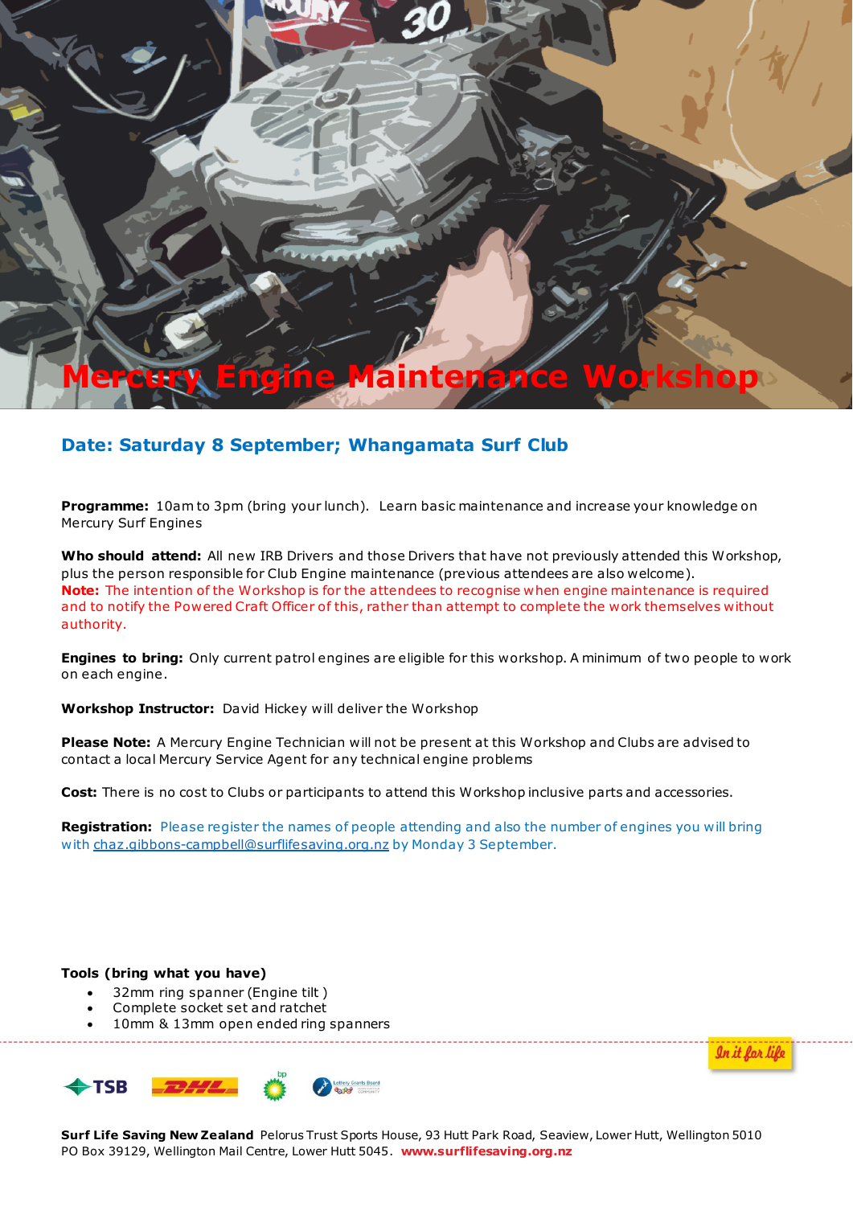# Mercury Engine Maintenance Workshop

## Date: Saturday 8 September; Whangamata Surf Club

**Programme:** 10am to 3pm (bring your lunch). Learn basic maintenance and increase your knowledge on Mercury Surf Engines

**Who should attend:** All new IRB Drivers and those Drivers that have not previously attended this Workshop, plus the person responsible for Club Engine maintenance (previous attendees are also welcome).
**Note:** The intention of the Workshop is for the attendees to recognise when engine maintenance is required and to notify the Powered Craft Officer of this, rather than attempt to complete the work themselves without authority.

**Engines to bring:** Only current patrol engines are eligible for this workshop. A minimum of two people to work on each engine.

**Workshop Instructor:** David Hickey will deliver the Workshop

**Please Note:** A Mercury Engine Technician will not be present at this Workshop and Clubs are advised to contact a local Mercury Service Agent for any technical engine problems

**Cost:** There is no cost to Clubs or participants to attend this Workshop inclusive parts and accessories.

**Registration:** Please register the names of people attending and also the number of engines you will bring with chaz.gibbons-campbell@surflifesaving.org.nz by Monday 3 September.

**Tools (bring what you have)**

- 32mm ring spanner (Engine tilt )
- Complete socket set and ratchet
- 10mm & 13mm open ended ring spanners

In it for life

**Surf Life Saving New Zealand** Pelorus Trust Sports House, 93 Hutt Park Road, Seaview, Lower Hutt, Wellington 5010
PO Box 39129, Wellington Mail Centre, Lower Hutt 5045. **www.surflifesaving.org.nz**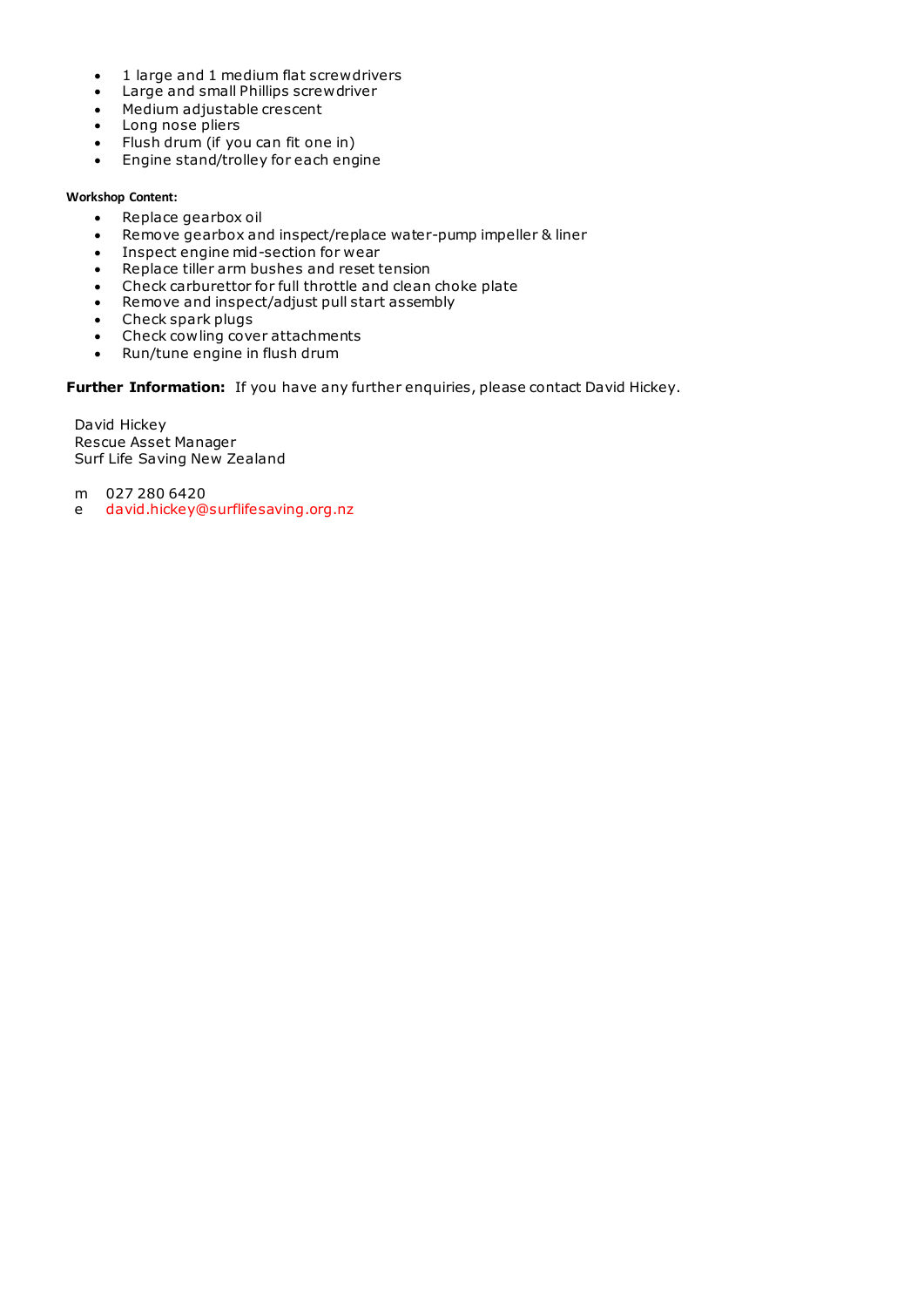- 1 large and 1 medium flat screwdrivers
- Large and small Phillips screwdriver
- Medium adjustable crescent
- Long nose pliers
- Flush drum (if you can fit one in)
- Engine stand/trolley for each engine

**Workshop Content:**

- Replace gearbox oil
- Remove gearbox and inspect/replace water-pump impeller & liner
- Inspect engine mid-section for wear
- Replace tiller arm bushes and reset tension
- Check carburettor for full throttle and clean choke plate
- Remove and inspect/adjust pull start assembly
- Check spark plugs
- Check cowling cover attachments
- Run/tune engine in flush drum

**Further Information:** If you have any further enquiries, please contact David Hickey.

David Hickey
Rescue Asset Manager
Surf Life Saving New Zealand

m 027 280 6420
e david.hickey@surflifesaving.org.nz